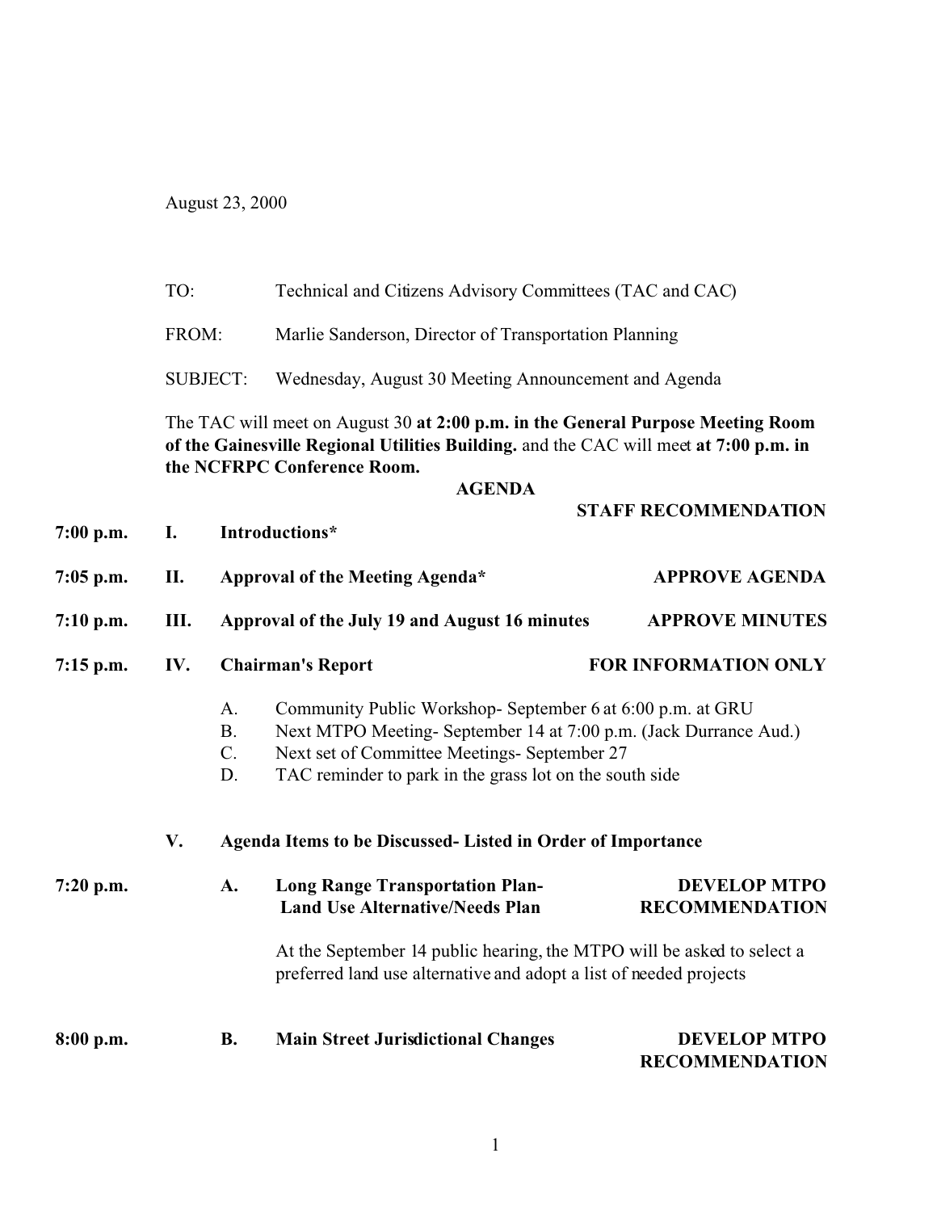August 23, 2000

TO: Technical and Citizens Advisory Committees (TAC and CAC)

FROM: Marlie Sanderson, Director of Transportation Planning

SUBJECT: Wednesday, August 30 Meeting Announcement and Agenda

The TAC will meet on August 30 **at 2:00 p.m. in the General Purpose Meeting Room of the Gainesville Regional Utilities Building.** and the CAC will meet **at 7:00 p.m. in the NCFRPC Conference Room.**

## AGENDA

| | | | **STAFF RECOMMENDATION** |
|---|---|---|---|
| **7:00 p.m.** | **I.** | **Introductions*** | |
| **7:05 p.m.** | **II.** | **Approval of the Meeting Agenda*** | **APPROVE AGENDA** |
| **7:10 p.m.** | **III.** | **Approval of the July 19 and August 16 minutes** | **APPROVE MINUTES** |
| **7:15 p.m.** | **IV.** | **Chairman's Report** | **FOR INFORMATION ONLY** |

A. Community Public Workshop- September 6 at 6:00 p.m. at GRU
B. Next MTPO Meeting- September 14 at 7:00 p.m. (Jack Durrance Aud.)
C. Next set of Committee Meetings- September 27
D. TAC reminder to park in the grass lot on the south side

**V. Agenda Items to be Discussed- Listed in Order of Importance**

| | | | |
|---|---|---|---|
| **7:20 p.m.** | **A.** | **Long Range Transportation Plan- Land Use Alternative/Needs Plan** | **DEVELOP MTPO RECOMMENDATION** |

At the September 14 public hearing, the MTPO will be asked to select a preferred land use alternative and adopt a list of needed projects

| | | | |
|---|---|---|---|
| **8:00 p.m.** | **B.** | **Main Street Jurisdictional Changes** | **DEVELOP MTPO RECOMMENDATION** |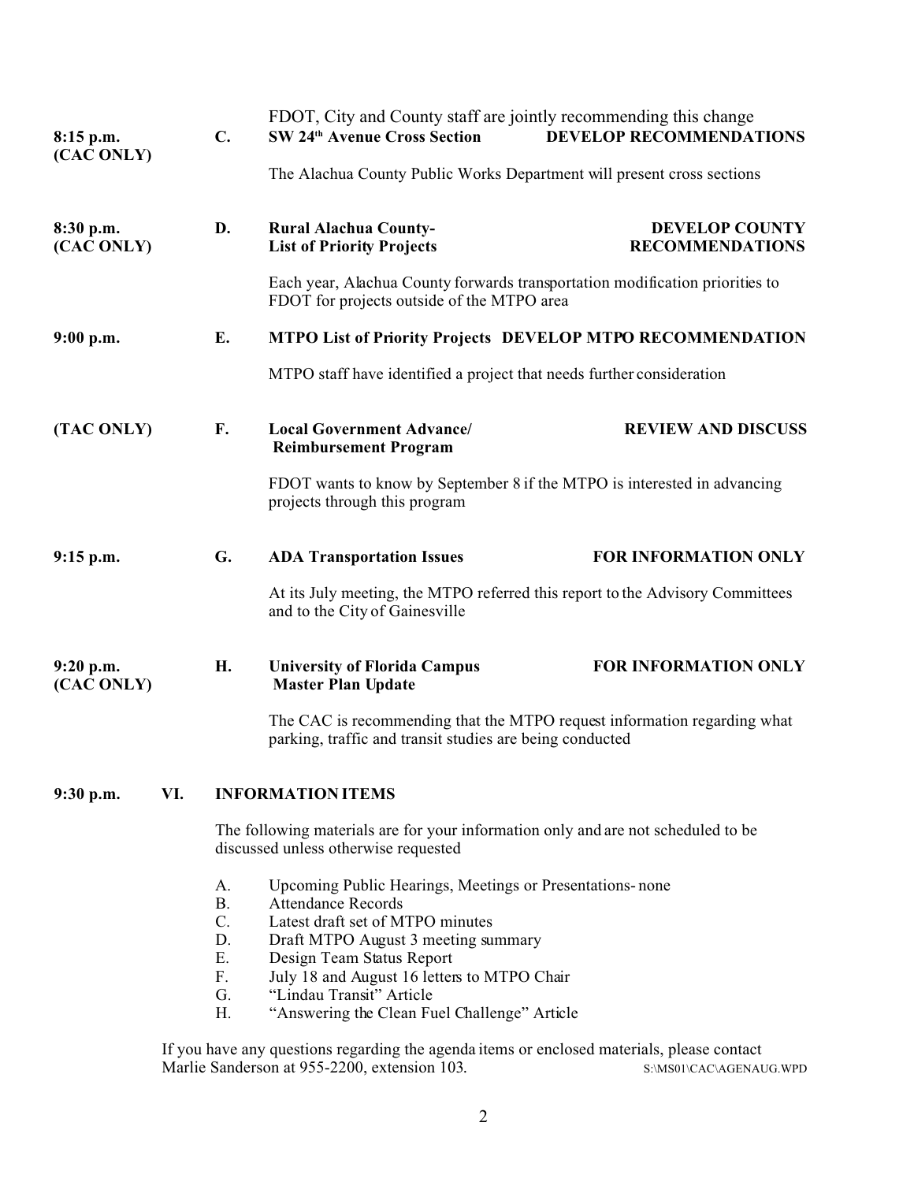FDOT, City and County staff are jointly recommending this change

**8:15 p.m. (CAC ONLY)** **C.** **SW 24th Avenue Cross Section** **DEVELOP RECOMMENDATIONS**

The Alachua County Public Works Department will present cross sections

**8:30 p.m. (CAC ONLY)** **D.** **Rural Alachua County- List of Priority Projects** **DEVELOP COUNTY RECOMMENDATIONS**

Each year, Alachua County forwards transportation modification priorities to FDOT for projects outside of the MTPO area

**9:00 p.m.** **E.** **MTPO List of Priority Projects** **DEVELOP MTPO RECOMMENDATION**

MTPO staff have identified a project that needs further consideration

**(TAC ONLY)** **F.** **Local Government Advance/ Reimbursement Program** **REVIEW AND DISCUSS**

FDOT wants to know by September 8 if the MTPO is interested in advancing projects through this program

**9:15 p.m.** **G.** **ADA Transportation Issues** **FOR INFORMATION ONLY**

At its July meeting, the MTPO referred this report to the Advisory Committees and to the City of Gainesville

**9:20 p.m. (CAC ONLY)** **H.** **University of Florida Campus Master Plan Update** **FOR INFORMATION ONLY**

The CAC is recommending that the MTPO request information regarding what parking, traffic and transit studies are being conducted

**9:30 p.m.** **VI.** **INFORMATION ITEMS**

The following materials are for your information only and are not scheduled to be discussed unless otherwise requested

A. Upcoming Public Hearings, Meetings or Presentations- none
B. Attendance Records
C. Latest draft set of MTPO minutes
D. Draft MTPO August 3 meeting summary
E. Design Team Status Report
F. July 18 and August 16 letters to MTPO Chair
G. "Lindau Transit" Article
H. "Answering the Clean Fuel Challenge" Article

If you have any questions regarding the agenda items or enclosed materials, please contact Marlie Sanderson at 955-2200, extension 103.

S:\MS01\CAC\AGENAUG.WPD